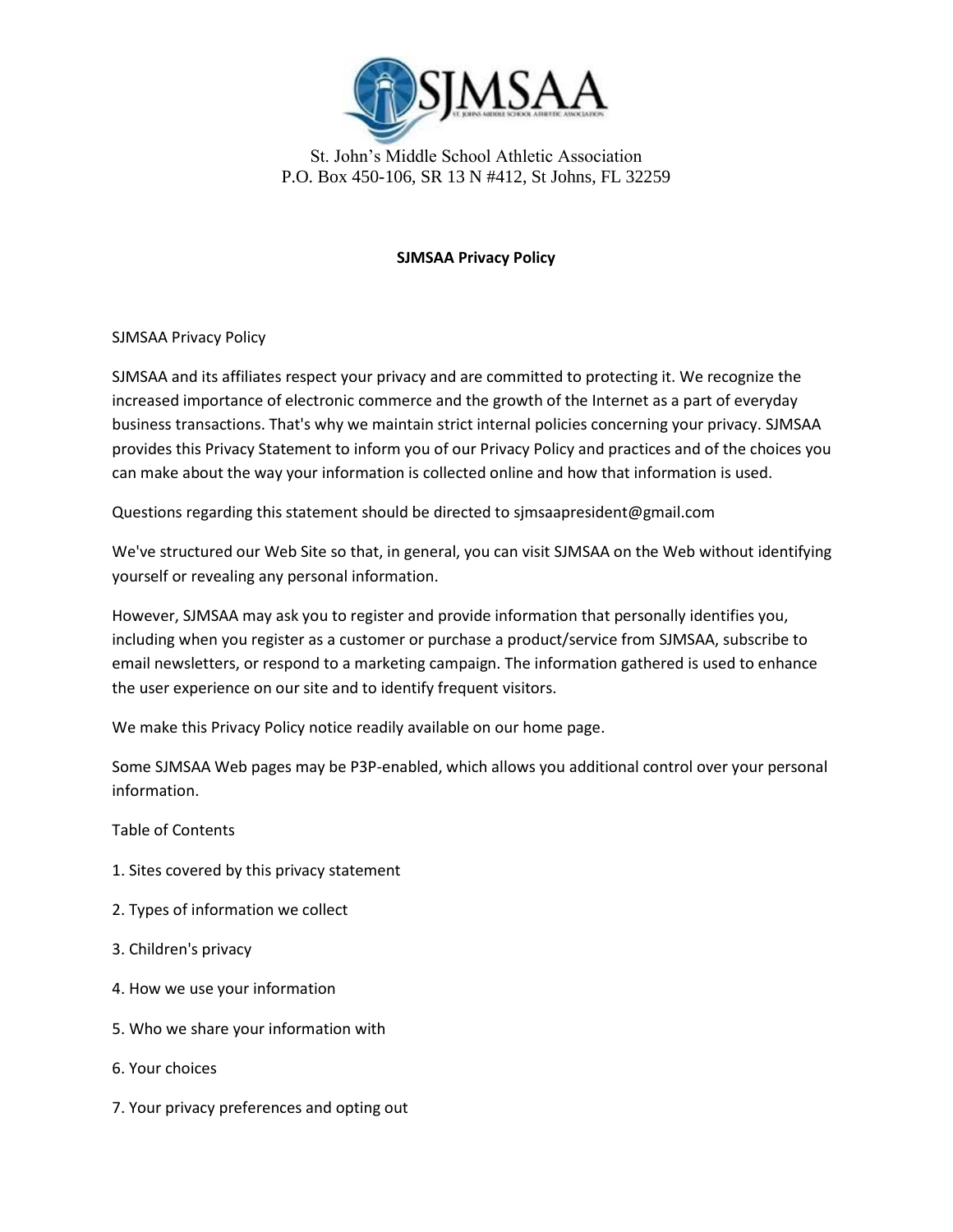St. John's Middle School Athletic Association
P.O. Box 450-106, SR 13 N #412, St Johns, FL 32259

**SJMSAA Privacy Policy**

SJMSAA Privacy Policy

SJMSAA and its affiliates respect your privacy and are committed to protecting it. We recognize the increased importance of electronic commerce and the growth of the Internet as a part of everyday business transactions. That's why we maintain strict internal policies concerning your privacy. SJMSAA provides this Privacy Statement to inform you of our Privacy Policy and practices and of the choices you can make about the way your information is collected online and how that information is used.

Questions regarding this statement should be directed to sjmsaapresident@gmail.com

We've structured our Web Site so that, in general, you can visit SJMSAA on the Web without identifying yourself or revealing any personal information.

However, SJMSAA may ask you to register and provide information that personally identifies you, including when you register as a customer or purchase a product/service from SJMSAA, subscribe to email newsletters, or respond to a marketing campaign. The information gathered is used to enhance the user experience on our site and to identify frequent visitors.

We make this Privacy Policy notice readily available on our home page.

Some SJMSAA Web pages may be P3P-enabled, which allows you additional control over your personal information.

Table of Contents

1. Sites covered by this privacy statement
2. Types of information we collect
3. Children's privacy
4. How we use your information
5. Who we share your information with
6. Your choices
7. Your privacy preferences and opting out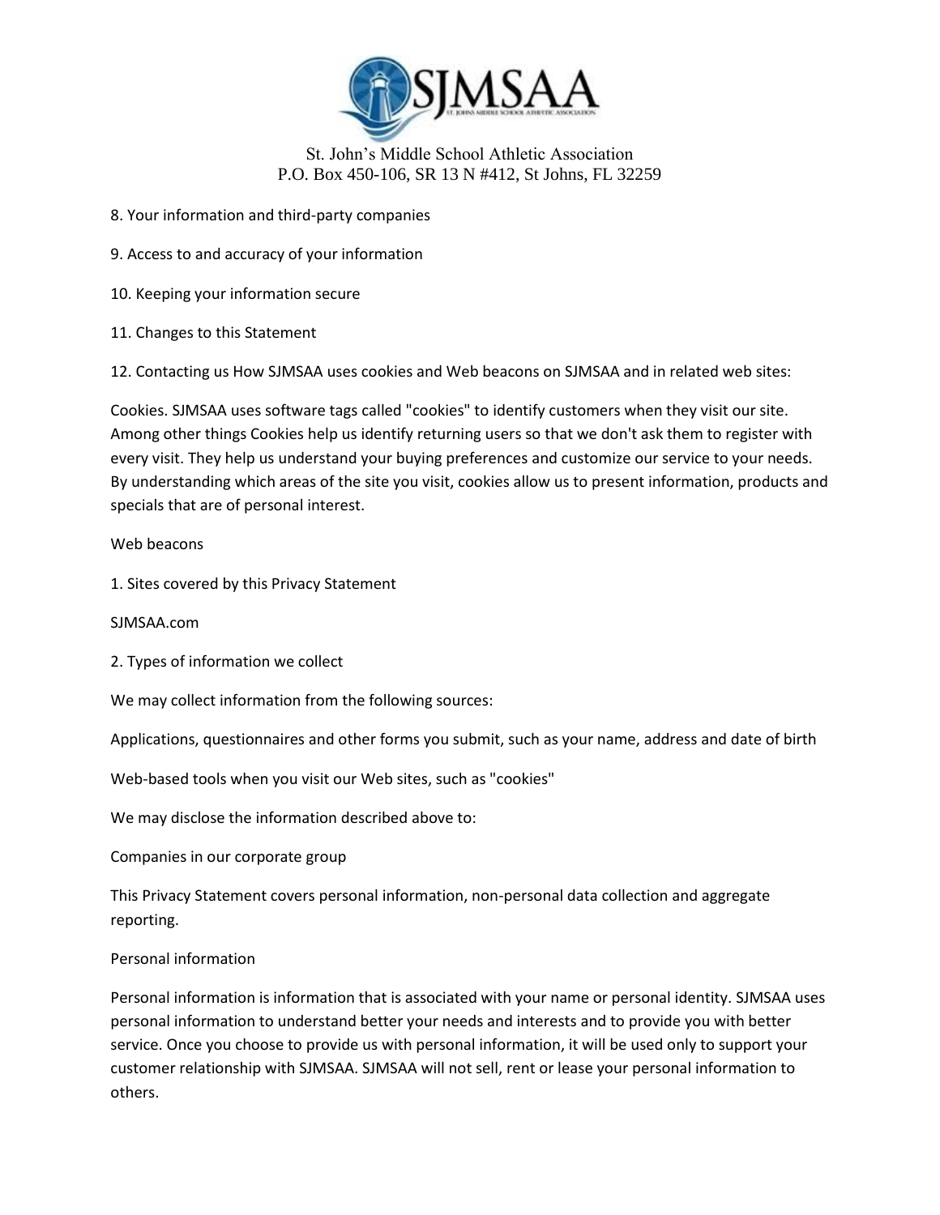St. John's Middle School Athletic Association
P.O. Box 450-106, SR 13 N #412, St Johns, FL 32259

8. Your information and third-party companies

9. Access to and accuracy of your information

10. Keeping your information secure

11. Changes to this Statement

12. Contacting us How SJMSAA uses cookies and Web beacons on SJMSAA and in related web sites:

Cookies. SJMSAA uses software tags called "cookies" to identify customers when they visit our site. Among other things Cookies help us identify returning users so that we don't ask them to register with every visit. They help us understand your buying preferences and customize our service to your needs. By understanding which areas of the site you visit, cookies allow us to present information, products and specials that are of personal interest.

Web beacons

1. Sites covered by this Privacy Statement

SJMSAA.com

2. Types of information we collect

We may collect information from the following sources:

Applications, questionnaires and other forms you submit, such as your name, address and date of birth

Web-based tools when you visit our Web sites, such as "cookies"

We may disclose the information described above to:

Companies in our corporate group

This Privacy Statement covers personal information, non-personal data collection and aggregate reporting.

Personal information

Personal information is information that is associated with your name or personal identity. SJMSAA uses personal information to understand better your needs and interests and to provide you with better service. Once you choose to provide us with personal information, it will be used only to support your customer relationship with SJMSAA. SJMSAA will not sell, rent or lease your personal information to others.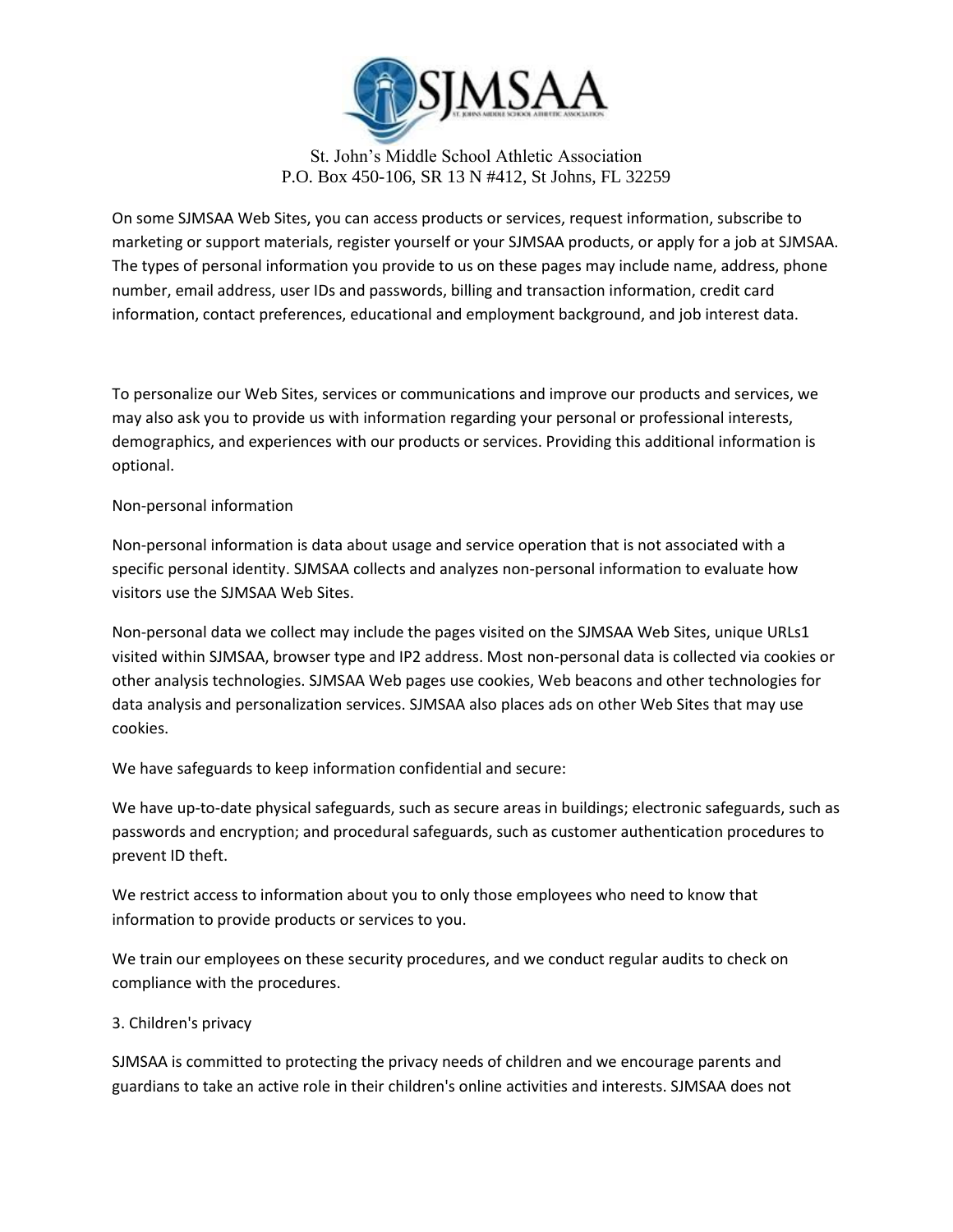On some SJMSAA Web Sites, you can access products or services, request information, subscribe to marketing or support materials, register yourself or your SJMSAA products, or apply for a job at SJMSAA. The types of personal information you provide to us on these pages may include name, address, phone number, email address, user IDs and passwords, billing and transaction information, credit card information, contact preferences, educational and employment background, and job interest data.

To personalize our Web Sites, services or communications and improve our products and services, we may also ask you to provide us with information regarding your personal or professional interests, demographics, and experiences with our products or services. Providing this additional information is optional.

Non-personal information

Non-personal information is data about usage and service operation that is not associated with a specific personal identity. SJMSAA collects and analyzes non-personal information to evaluate how visitors use the SJMSAA Web Sites.

Non-personal data we collect may include the pages visited on the SJMSAA Web Sites, unique URLs1 visited within SJMSAA, browser type and IP2 address. Most non-personal data is collected via cookies or other analysis technologies. SJMSAA Web pages use cookies, Web beacons and other technologies for data analysis and personalization services. SJMSAA also places ads on other Web Sites that may use cookies.

We have safeguards to keep information confidential and secure:

We have up-to-date physical safeguards, such as secure areas in buildings; electronic safeguards, such as passwords and encryption; and procedural safeguards, such as customer authentication procedures to prevent ID theft.

We restrict access to information about you to only those employees who need to know that information to provide products or services to you.

We train our employees on these security procedures, and we conduct regular audits to check on compliance with the procedures.

3. Children's privacy

SJMSAA is committed to protecting the privacy needs of children and we encourage parents and guardians to take an active role in their children's online activities and interests. SJMSAA does not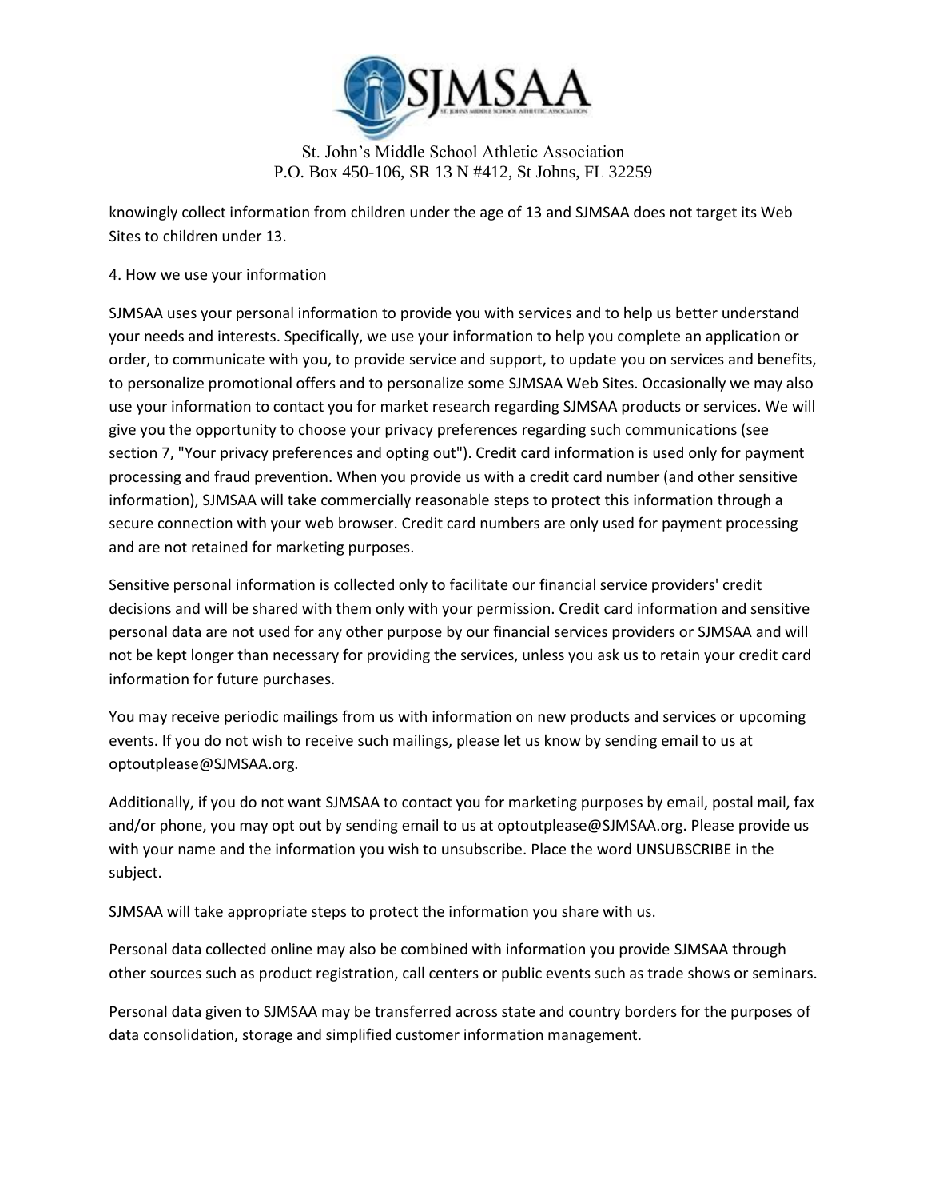knowingly collect information from children under the age of 13 and SJMSAA does not target its Web Sites to children under 13.

## 4. How we use your information

SJMSAA uses your personal information to provide you with services and to help us better understand your needs and interests. Specifically, we use your information to help you complete an application or order, to communicate with you, to provide service and support, to update you on services and benefits, to personalize promotional offers and to personalize some SJMSAA Web Sites. Occasionally we may also use your information to contact you for market research regarding SJMSAA products or services. We will give you the opportunity to choose your privacy preferences regarding such communications (see section 7, "Your privacy preferences and opting out"). Credit card information is used only for payment processing and fraud prevention. When you provide us with a credit card number (and other sensitive information), SJMSAA will take commercially reasonable steps to protect this information through a secure connection with your web browser. Credit card numbers are only used for payment processing and are not retained for marketing purposes.

Sensitive personal information is collected only to facilitate our financial service providers' credit decisions and will be shared with them only with your permission. Credit card information and sensitive personal data are not used for any other purpose by our financial services providers or SJMSAA and will not be kept longer than necessary for providing the services, unless you ask us to retain your credit card information for future purchases.

You may receive periodic mailings from us with information on new products and services or upcoming events. If you do not wish to receive such mailings, please let us know by sending email to us at optoutplease@SJMSAA.org.

Additionally, if you do not want SJMSAA to contact you for marketing purposes by email, postal mail, fax and/or phone, you may opt out by sending email to us at optoutplease@SJMSAA.org. Please provide us with your name and the information you wish to unsubscribe. Place the word UNSUBSCRIBE in the subject.

SJMSAA will take appropriate steps to protect the information you share with us.

Personal data collected online may also be combined with information you provide SJMSAA through other sources such as product registration, call centers or public events such as trade shows or seminars.

Personal data given to SJMSAA may be transferred across state and country borders for the purposes of data consolidation, storage and simplified customer information management.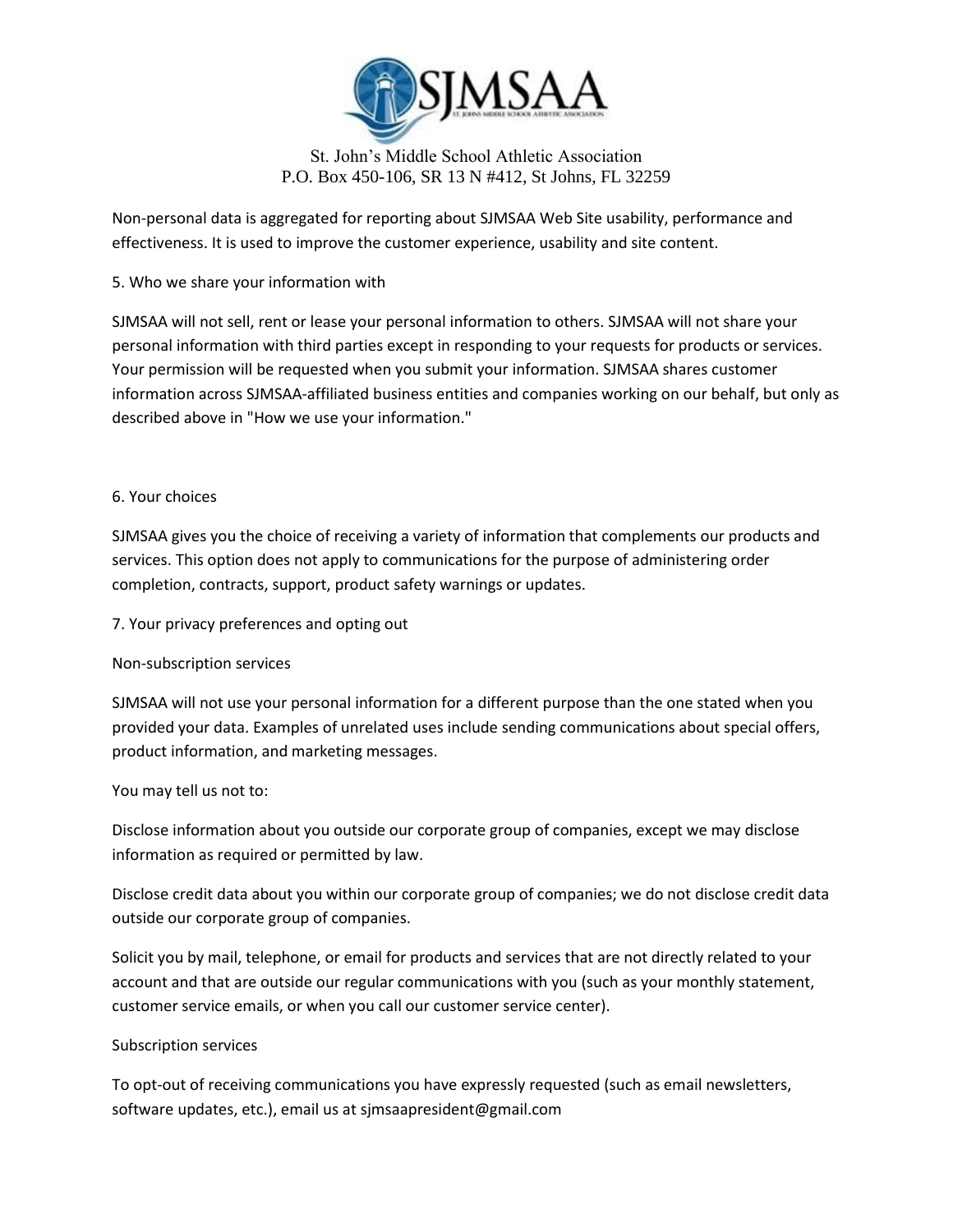St. John's Middle School Athletic Association
P.O. Box 450-106, SR 13 N #412, St Johns, FL 32259

Non-personal data is aggregated for reporting about SJMSAA Web Site usability, performance and effectiveness. It is used to improve the customer experience, usability and site content.

5. Who we share your information with

SJMSAA will not sell, rent or lease your personal information to others. SJMSAA will not share your personal information with third parties except in responding to your requests for products or services. Your permission will be requested when you submit your information. SJMSAA shares customer information across SJMSAA-affiliated business entities and companies working on our behalf, but only as described above in "How we use your information."

6. Your choices

SJMSAA gives you the choice of receiving a variety of information that complements our products and services. This option does not apply to communications for the purpose of administering order completion, contracts, support, product safety warnings or updates.

7. Your privacy preferences and opting out

Non-subscription services

SJMSAA will not use your personal information for a different purpose than the one stated when you provided your data. Examples of unrelated uses include sending communications about special offers, product information, and marketing messages.

You may tell us not to:

Disclose information about you outside our corporate group of companies, except we may disclose information as required or permitted by law.

Disclose credit data about you within our corporate group of companies; we do not disclose credit data outside our corporate group of companies.

Solicit you by mail, telephone, or email for products and services that are not directly related to your account and that are outside our regular communications with you (such as your monthly statement, customer service emails, or when you call our customer service center).

Subscription services

To opt-out of receiving communications you have expressly requested (such as email newsletters, software updates, etc.), email us at sjmsaapresident@gmail.com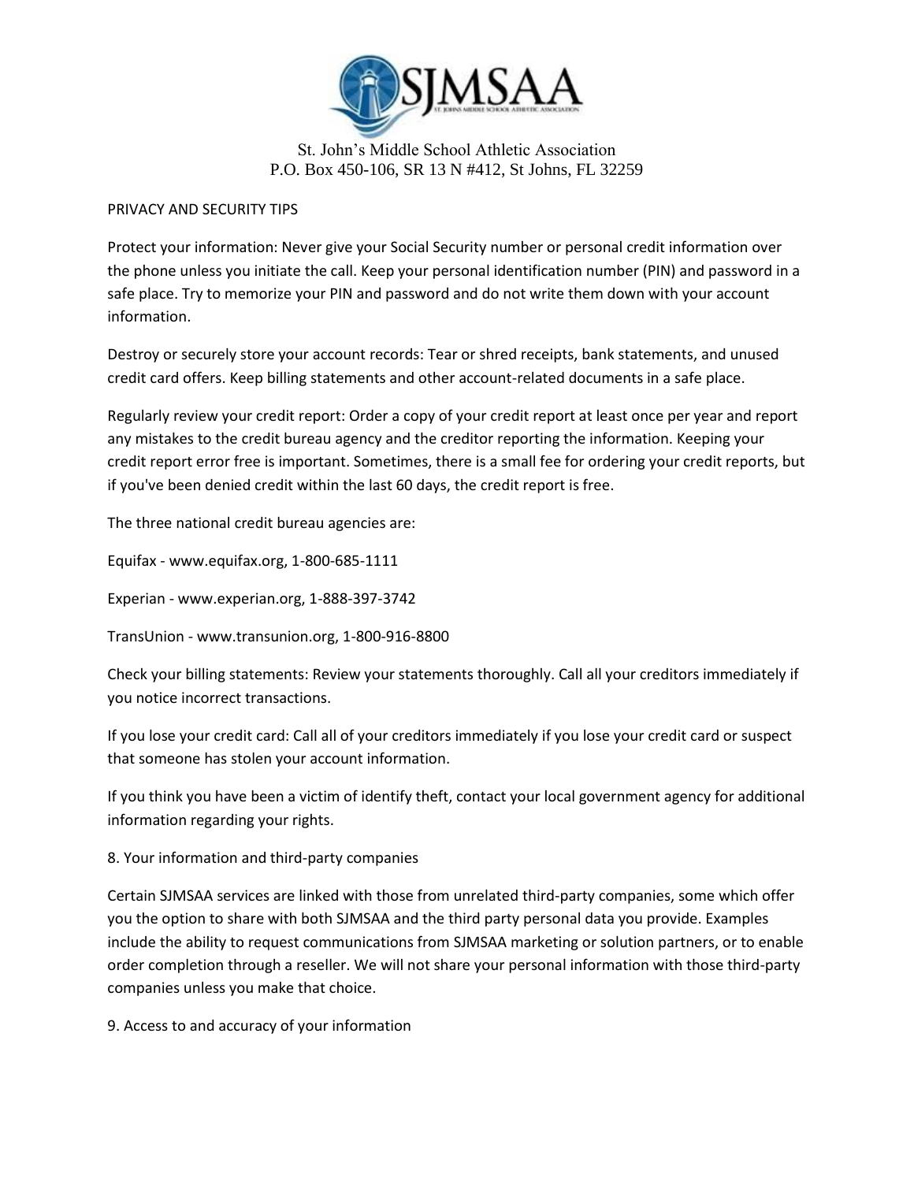St. John's Middle School Athletic Association
P.O. Box 450-106, SR 13 N #412, St Johns, FL 32259

## PRIVACY AND SECURITY TIPS

Protect your information: Never give your Social Security number or personal credit information over the phone unless you initiate the call. Keep your personal identification number (PIN) and password in a safe place. Try to memorize your PIN and password and do not write them down with your account information.

Destroy or securely store your account records: Tear or shred receipts, bank statements, and unused credit card offers. Keep billing statements and other account-related documents in a safe place.

Regularly review your credit report: Order a copy of your credit report at least once per year and report any mistakes to the credit bureau agency and the creditor reporting the information. Keeping your credit report error free is important. Sometimes, there is a small fee for ordering your credit reports, but if you've been denied credit within the last 60 days, the credit report is free.

The three national credit bureau agencies are:

Equifax - www.equifax.org, 1-800-685-1111

Experian - www.experian.org, 1-888-397-3742

TransUnion - www.transunion.org, 1-800-916-8800

Check your billing statements: Review your statements thoroughly. Call all your creditors immediately if you notice incorrect transactions.

If you lose your credit card: Call all of your creditors immediately if you lose your credit card or suspect that someone has stolen your account information.

If you think you have been a victim of identify theft, contact your local government agency for additional information regarding your rights.

## 8. Your information and third-party companies

Certain SJMSAA services are linked with those from unrelated third-party companies, some which offer you the option to share with both SJMSAA and the third party personal data you provide. Examples include the ability to request communications from SJMSAA marketing or solution partners, or to enable order completion through a reseller. We will not share your personal information with those third-party companies unless you make that choice.

## 9. Access to and accuracy of your information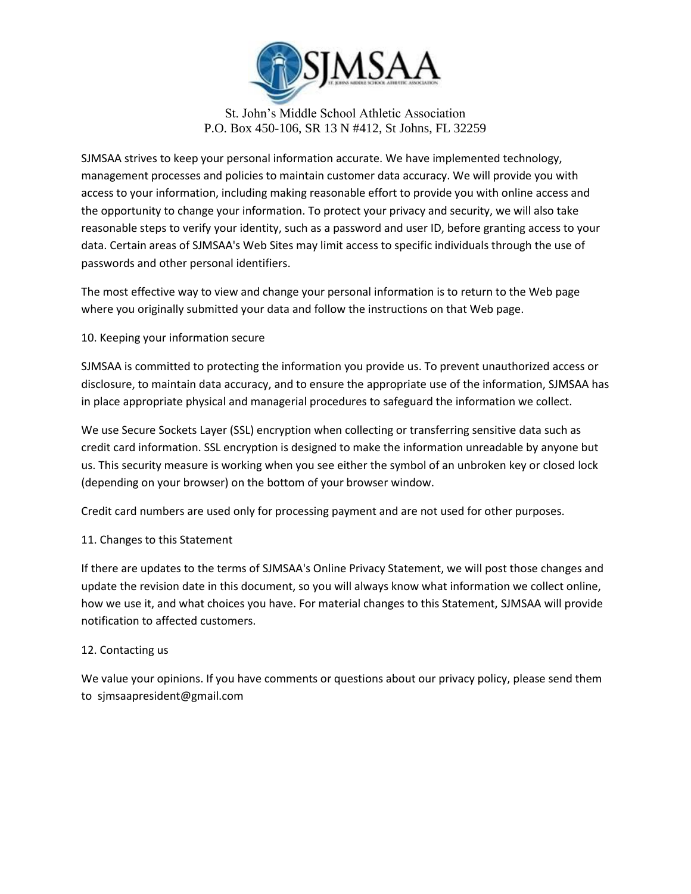St. John's Middle School Athletic Association
P.O. Box 450-106, SR 13 N #412, St Johns, FL 32259

SJMSAA strives to keep your personal information accurate. We have implemented technology, management processes and policies to maintain customer data accuracy. We will provide you with access to your information, including making reasonable effort to provide you with online access and the opportunity to change your information. To protect your privacy and security, we will also take reasonable steps to verify your identity, such as a password and user ID, before granting access to your data. Certain areas of SJMSAA's Web Sites may limit access to specific individuals through the use of passwords and other personal identifiers.

The most effective way to view and change your personal information is to return to the Web page where you originally submitted your data and follow the instructions on that Web page.

10. Keeping your information secure

SJMSAA is committed to protecting the information you provide us. To prevent unauthorized access or disclosure, to maintain data accuracy, and to ensure the appropriate use of the information, SJMSAA has in place appropriate physical and managerial procedures to safeguard the information we collect.

We use Secure Sockets Layer (SSL) encryption when collecting or transferring sensitive data such as credit card information. SSL encryption is designed to make the information unreadable by anyone but us. This security measure is working when you see either the symbol of an unbroken key or closed lock (depending on your browser) on the bottom of your browser window.

Credit card numbers are used only for processing payment and are not used for other purposes.

11. Changes to this Statement

If there are updates to the terms of SJMSAA's Online Privacy Statement, we will post those changes and update the revision date in this document, so you will always know what information we collect online, how we use it, and what choices you have. For material changes to this Statement, SJMSAA will provide notification to affected customers.

12. Contacting us

We value your opinions. If you have comments or questions about our privacy policy, please send them to sjmsaapresident@gmail.com